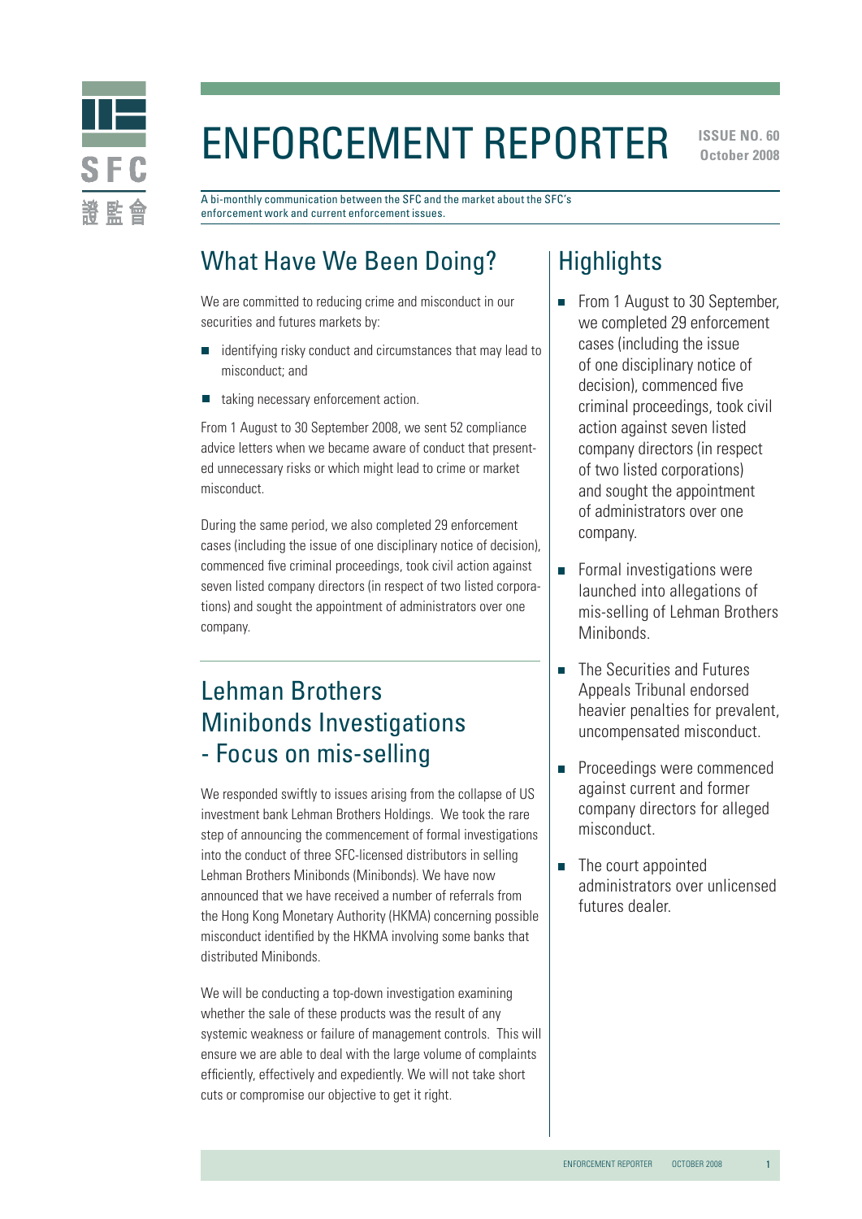# ENFORCEMENT REPORTER

**ISSUE NO. 60**
**October 2008**

A bi-monthly communication between the SFC and the market about the SFC's enforcement work and current enforcement issues.

## What Have We Been Doing?

We are committed to reducing crime and misconduct in our securities and futures markets by:

- identifying risky conduct and circumstances that may lead to misconduct; and
- taking necessary enforcement action.

From 1 August to 30 September 2008, we sent 52 compliance advice letters when we became aware of conduct that presented unnecessary risks or which might lead to crime or market misconduct.

During the same period, we also completed 29 enforcement cases (including the issue of one disciplinary notice of decision), commenced five criminal proceedings, took civil action against seven listed company directors (in respect of two listed corporations) and sought the appointment of administrators over one company.

## Lehman Brothers Minibonds Investigations - Focus on mis-selling

We responded swiftly to issues arising from the collapse of US investment bank Lehman Brothers Holdings. We took the rare step of announcing the commencement of formal investigations into the conduct of three SFC-licensed distributors in selling Lehman Brothers Minibonds (Minibonds). We have now announced that we have received a number of referrals from the Hong Kong Monetary Authority (HKMA) concerning possible misconduct identified by the HKMA involving some banks that distributed Minibonds.

We will be conducting a top-down investigation examining whether the sale of these products was the result of any systemic weakness or failure of management controls. This will ensure we are able to deal with the large volume of complaints efficiently, effectively and expediently. We will not take short cuts or compromise our objective to get it right.

## Highlights

- From 1 August to 30 September, we completed 29 enforcement cases (including the issue of one disciplinary notice of decision), commenced five criminal proceedings, took civil action against seven listed company directors (in respect of two listed corporations) and sought the appointment of administrators over one company.
- Formal investigations were launched into allegations of mis-selling of Lehman Brothers Minibonds.
- The Securities and Futures Appeals Tribunal endorsed heavier penalties for prevalent, uncompensated misconduct.
- Proceedings were commenced against current and former company directors for alleged misconduct.
- The court appointed administrators over unlicensed futures dealer.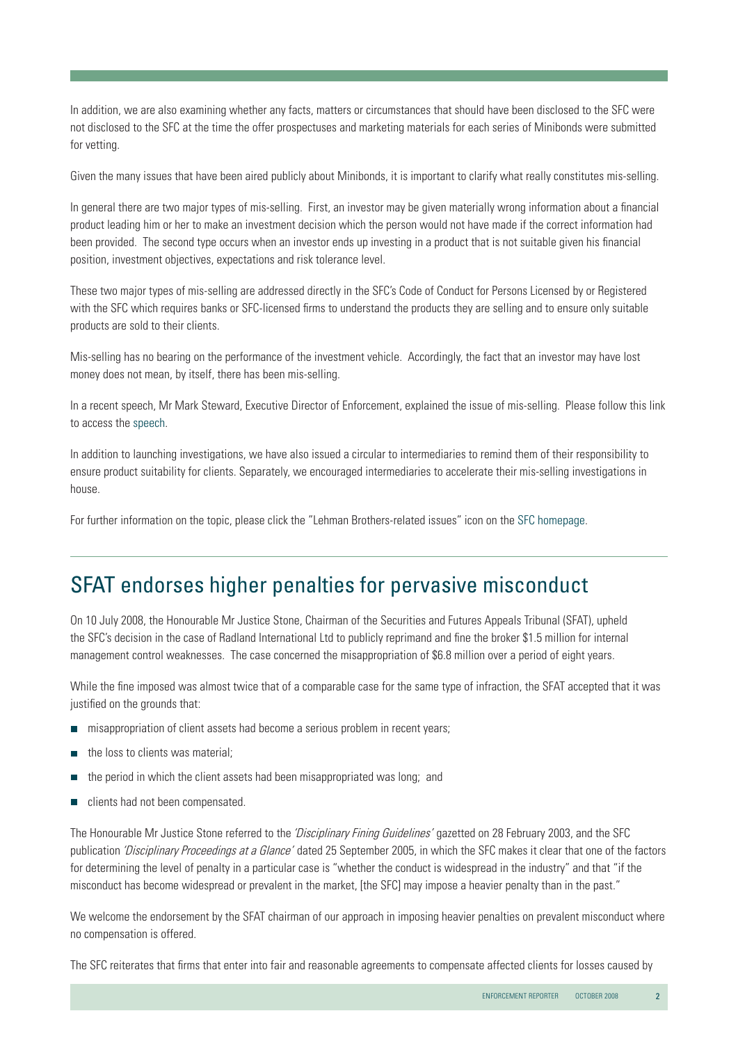In addition, we are also examining whether any facts, matters or circumstances that should have been disclosed to the SFC were not disclosed to the SFC at the time the offer prospectuses and marketing materials for each series of Minibonds were submitted for vetting.

Given the many issues that have been aired publicly about Minibonds, it is important to clarify what really constitutes mis-selling.

In general there are two major types of mis-selling. First, an investor may be given materially wrong information about a financial product leading him or her to make an investment decision which the person would not have made if the correct information had been provided. The second type occurs when an investor ends up investing in a product that is not suitable given his financial position, investment objectives, expectations and risk tolerance level.

These two major types of mis-selling are addressed directly in the SFC's Code of Conduct for Persons Licensed by or Registered with the SFC which requires banks or SFC-licensed firms to understand the products they are selling and to ensure only suitable products are sold to their clients.

Mis-selling has no bearing on the performance of the investment vehicle. Accordingly, the fact that an investor may have lost money does not mean, by itself, there has been mis-selling.

In a recent speech, Mr Mark Steward, Executive Director of Enforcement, explained the issue of mis-selling. Please follow this link to access the speech.

In addition to launching investigations, we have also issued a circular to intermediaries to remind them of their responsibility to ensure product suitability for clients. Separately, we encouraged intermediaries to accelerate their mis-selling investigations in house.

For further information on the topic, please click the "Lehman Brothers-related issues" icon on the SFC homepage.

## SFAT endorses higher penalties for pervasive misconduct

On 10 July 2008, the Honourable Mr Justice Stone, Chairman of the Securities and Futures Appeals Tribunal (SFAT), upheld the SFC's decision in the case of Radland International Ltd to publicly reprimand and fine the broker $1.5 million for internal management control weaknesses. The case concerned the misappropriation of $6.8 million over a period of eight years.

While the fine imposed was almost twice that of a comparable case for the same type of infraction, the SFAT accepted that it was justified on the grounds that:

- misappropriation of client assets had become a serious problem in recent years;
- the loss to clients was material;
- the period in which the client assets had been misappropriated was long; and
- clients had not been compensated.

The Honourable Mr Justice Stone referred to the *'Disciplinary Fining Guidelines'* gazetted on 28 February 2003, and the SFC publication *'Disciplinary Proceedings at a Glance'* dated 25 September 2005, in which the SFC makes it clear that one of the factors for determining the level of penalty in a particular case is "whether the conduct is widespread in the industry" and that "if the misconduct has become widespread or prevalent in the market, [the SFC] may impose a heavier penalty than in the past."

We welcome the endorsement by the SFAT chairman of our approach in imposing heavier penalties on prevalent misconduct where no compensation is offered.

The SFC reiterates that firms that enter into fair and reasonable agreements to compensate affected clients for losses caused by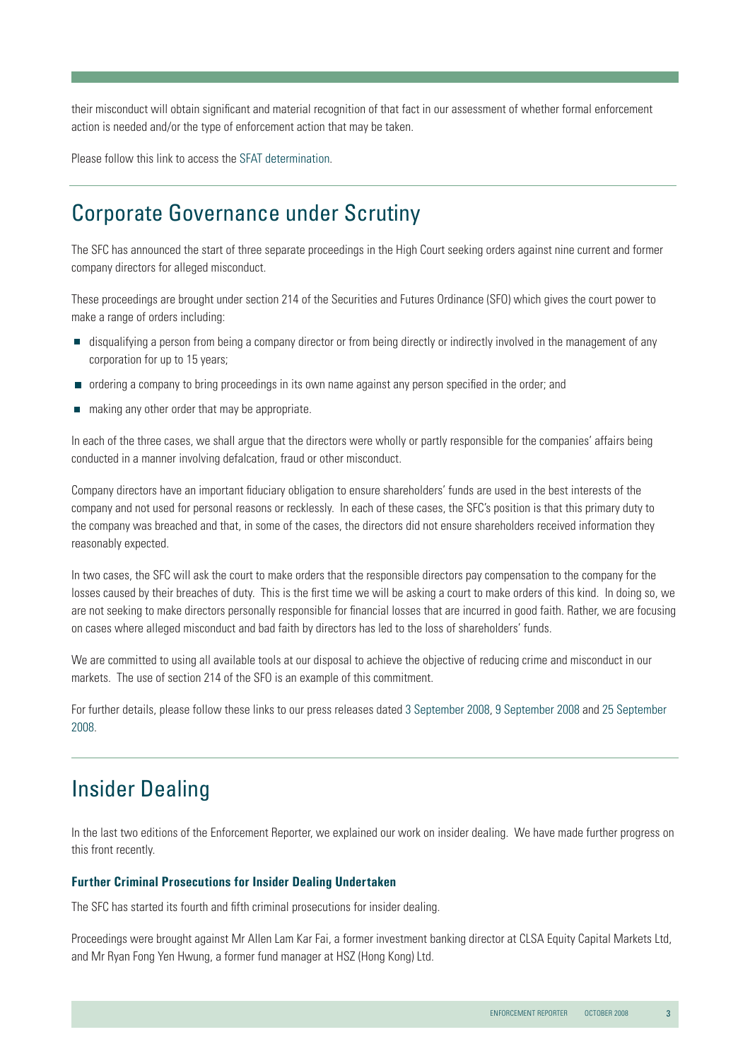their misconduct will obtain significant and material recognition of that fact in our assessment of whether formal enforcement action is needed and/or the type of enforcement action that may be taken.

Please follow this link to access the SFAT determination.

## Corporate Governance under Scrutiny

The SFC has announced the start of three separate proceedings in the High Court seeking orders against nine current and former company directors for alleged misconduct.

These proceedings are brought under section 214 of the Securities and Futures Ordinance (SFO) which gives the court power to make a range of orders including:

- disqualifying a person from being a company director or from being directly or indirectly involved in the management of any corporation for up to 15 years;
- ordering a company to bring proceedings in its own name against any person specified in the order; and
- making any other order that may be appropriate.

In each of the three cases, we shall argue that the directors were wholly or partly responsible for the companies' affairs being conducted in a manner involving defalcation, fraud or other misconduct.

Company directors have an important fiduciary obligation to ensure shareholders' funds are used in the best interests of the company and not used for personal reasons or recklessly. In each of these cases, the SFC's position is that this primary duty to the company was breached and that, in some of the cases, the directors did not ensure shareholders received information they reasonably expected.

In two cases, the SFC will ask the court to make orders that the responsible directors pay compensation to the company for the losses caused by their breaches of duty. This is the first time we will be asking a court to make orders of this kind. In doing so, we are not seeking to make directors personally responsible for financial losses that are incurred in good faith. Rather, we are focusing on cases where alleged misconduct and bad faith by directors has led to the loss of shareholders' funds.

We are committed to using all available tools at our disposal to achieve the objective of reducing crime and misconduct in our markets. The use of section 214 of the SFO is an example of this commitment.

For further details, please follow these links to our press releases dated 3 September 2008, 9 September 2008 and 25 September 2008.

## Insider Dealing

In the last two editions of the Enforcement Reporter, we explained our work on insider dealing. We have made further progress on this front recently.

### Further Criminal Prosecutions for Insider Dealing Undertaken

The SFC has started its fourth and fifth criminal prosecutions for insider dealing.

Proceedings were brought against Mr Allen Lam Kar Fai, a former investment banking director at CLSA Equity Capital Markets Ltd, and Mr Ryan Fong Yen Hwung, a former fund manager at HSZ (Hong Kong) Ltd.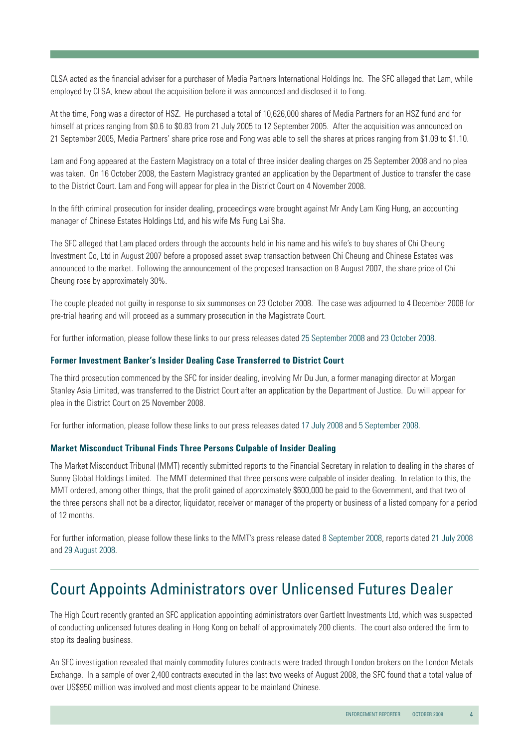CLSA acted as the financial adviser for a purchaser of Media Partners International Holdings Inc. The SFC alleged that Lam, while employed by CLSA, knew about the acquisition before it was announced and disclosed it to Fong.

At the time, Fong was a director of HSZ. He purchased a total of 10,626,000 shares of Media Partners for an HSZ fund and for himself at prices ranging from $0.6 to $0.83 from 21 July 2005 to 12 September 2005. After the acquisition was announced on 21 September 2005, Media Partners' share price rose and Fong was able to sell the shares at prices ranging from $1.09 to $1.10.

Lam and Fong appeared at the Eastern Magistracy on a total of three insider dealing charges on 25 September 2008 and no plea was taken. On 16 October 2008, the Eastern Magistracy granted an application by the Department of Justice to transfer the case to the District Court. Lam and Fong will appear for plea in the District Court on 4 November 2008.

In the fifth criminal prosecution for insider dealing, proceedings were brought against Mr Andy Lam King Hung, an accounting manager of Chinese Estates Holdings Ltd, and his wife Ms Fung Lai Sha.

The SFC alleged that Lam placed orders through the accounts held in his name and his wife's to buy shares of Chi Cheung Investment Co, Ltd in August 2007 before a proposed asset swap transaction between Chi Cheung and Chinese Estates was announced to the market. Following the announcement of the proposed transaction on 8 August 2007, the share price of Chi Cheung rose by approximately 30%.

The couple pleaded not guilty in response to six summonses on 23 October 2008. The case was adjourned to 4 December 2008 for pre-trial hearing and will proceed as a summary prosecution in the Magistrate Court.

For further information, please follow these links to our press releases dated 25 September 2008 and 23 October 2008.

### Former Investment Banker's Insider Dealing Case Transferred to District Court

The third prosecution commenced by the SFC for insider dealing, involving Mr Du Jun, a former managing director at Morgan Stanley Asia Limited, was transferred to the District Court after an application by the Department of Justice. Du will appear for plea in the District Court on 25 November 2008.

For further information, please follow these links to our press releases dated 17 July 2008 and 5 September 2008.

### Market Misconduct Tribunal Finds Three Persons Culpable of Insider Dealing

The Market Misconduct Tribunal (MMT) recently submitted reports to the Financial Secretary in relation to dealing in the shares of Sunny Global Holdings Limited. The MMT determined that three persons were culpable of insider dealing. In relation to this, the MMT ordered, among other things, that the profit gained of approximately $600,000 be paid to the Government, and that two of the three persons shall not be a director, liquidator, receiver or manager of the property or business of a listed company for a period of 12 months.

For further information, please follow these links to the MMT's press release dated 8 September 2008, reports dated 21 July 2008 and 29 August 2008.

## Court Appoints Administrators over Unlicensed Futures Dealer

The High Court recently granted an SFC application appointing administrators over Gartlett Investments Ltd, which was suspected of conducting unlicensed futures dealing in Hong Kong on behalf of approximately 200 clients. The court also ordered the firm to stop its dealing business.

An SFC investigation revealed that mainly commodity futures contracts were traded through London brokers on the London Metals Exchange. In a sample of over 2,400 contracts executed in the last two weeks of August 2008, the SFC found that a total value of over US$950 million was involved and most clients appear to be mainland Chinese.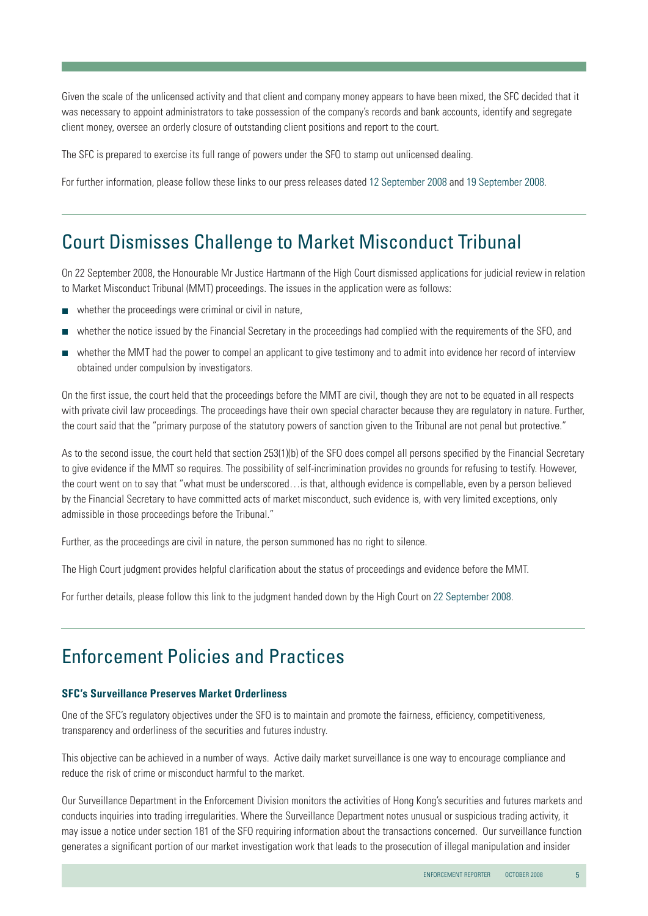Given the scale of the unlicensed activity and that client and company money appears to have been mixed, the SFC decided that it was necessary to appoint administrators to take possession of the company's records and bank accounts, identify and segregate client money, oversee an orderly closure of outstanding client positions and report to the court.

The SFC is prepared to exercise its full range of powers under the SFO to stamp out unlicensed dealing.

For further information, please follow these links to our press releases dated 12 September 2008 and 19 September 2008.

## Court Dismisses Challenge to Market Misconduct Tribunal

On 22 September 2008, the Honourable Mr Justice Hartmann of the High Court dismissed applications for judicial review in relation to Market Misconduct Tribunal (MMT) proceedings. The issues in the application were as follows:

- whether the proceedings were criminal or civil in nature,
- whether the notice issued by the Financial Secretary in the proceedings had complied with the requirements of the SFO, and
- whether the MMT had the power to compel an applicant to give testimony and to admit into evidence her record of interview obtained under compulsion by investigators.

On the first issue, the court held that the proceedings before the MMT are civil, though they are not to be equated in all respects with private civil law proceedings. The proceedings have their own special character because they are regulatory in nature. Further, the court said that the "primary purpose of the statutory powers of sanction given to the Tribunal are not penal but protective."

As to the second issue, the court held that section 253(1)(b) of the SFO does compel all persons specified by the Financial Secretary to give evidence if the MMT so requires. The possibility of self-incrimination provides no grounds for refusing to testify. However, the court went on to say that "what must be underscored…is that, although evidence is compellable, even by a person believed by the Financial Secretary to have committed acts of market misconduct, such evidence is, with very limited exceptions, only admissible in those proceedings before the Tribunal."

Further, as the proceedings are civil in nature, the person summoned has no right to silence.

The High Court judgment provides helpful clarification about the status of proceedings and evidence before the MMT.

For further details, please follow this link to the judgment handed down by the High Court on 22 September 2008.

## Enforcement Policies and Practices

**SFC's Surveillance Preserves Market Orderliness**

One of the SFC's regulatory objectives under the SFO is to maintain and promote the fairness, efficiency, competitiveness, transparency and orderliness of the securities and futures industry.

This objective can be achieved in a number of ways. Active daily market surveillance is one way to encourage compliance and reduce the risk of crime or misconduct harmful to the market.

Our Surveillance Department in the Enforcement Division monitors the activities of Hong Kong's securities and futures markets and conducts inquiries into trading irregularities. Where the Surveillance Department notes unusual or suspicious trading activity, it may issue a notice under section 181 of the SFO requiring information about the transactions concerned. Our surveillance function generates a significant portion of our market investigation work that leads to the prosecution of illegal manipulation and insider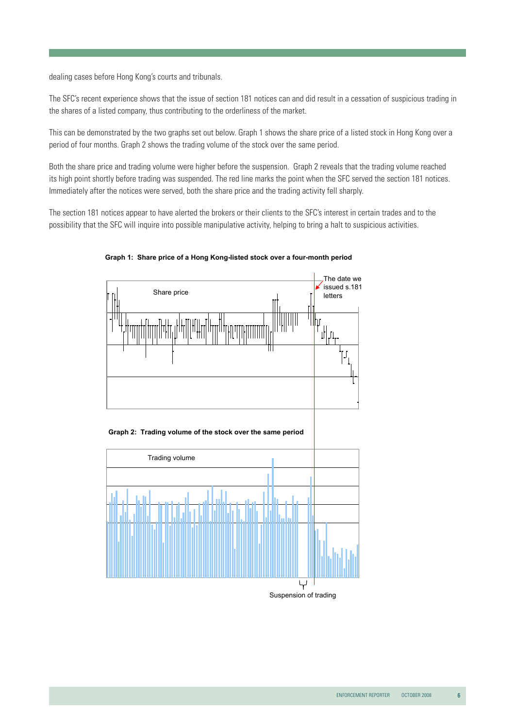dealing cases before Hong Kong's courts and tribunals.

The SFC's recent experience shows that the issue of section 181 notices can and did result in a cessation of suspicious trading in the shares of a listed company, thus contributing to the orderliness of the market.

This can be demonstrated by the two graphs set out below. Graph 1 shows the share price of a listed stock in Hong Kong over a period of four months. Graph 2 shows the trading volume of the stock over the same period.

Both the share price and trading volume were higher before the suspension. Graph 2 reveals that the trading volume reached its high point shortly before trading was suspended. The red line marks the point when the SFC served the section 181 notices. Immediately after the notices were served, both the share price and the trading activity fell sharply.

The section 181 notices appear to have alerted the brokers or their clients to the SFC's interest in certain trades and to the possibility that the SFC will inquire into possible manipulative activity, helping to bring a halt to suspicious activities.

**Graph 1: Share price of a Hong Kong-listed stock over a four-month period**

Share price

The date we issued s.181 letters

**Graph 2: Trading volume of the stock over the same period**

Trading volume

Suspension of trading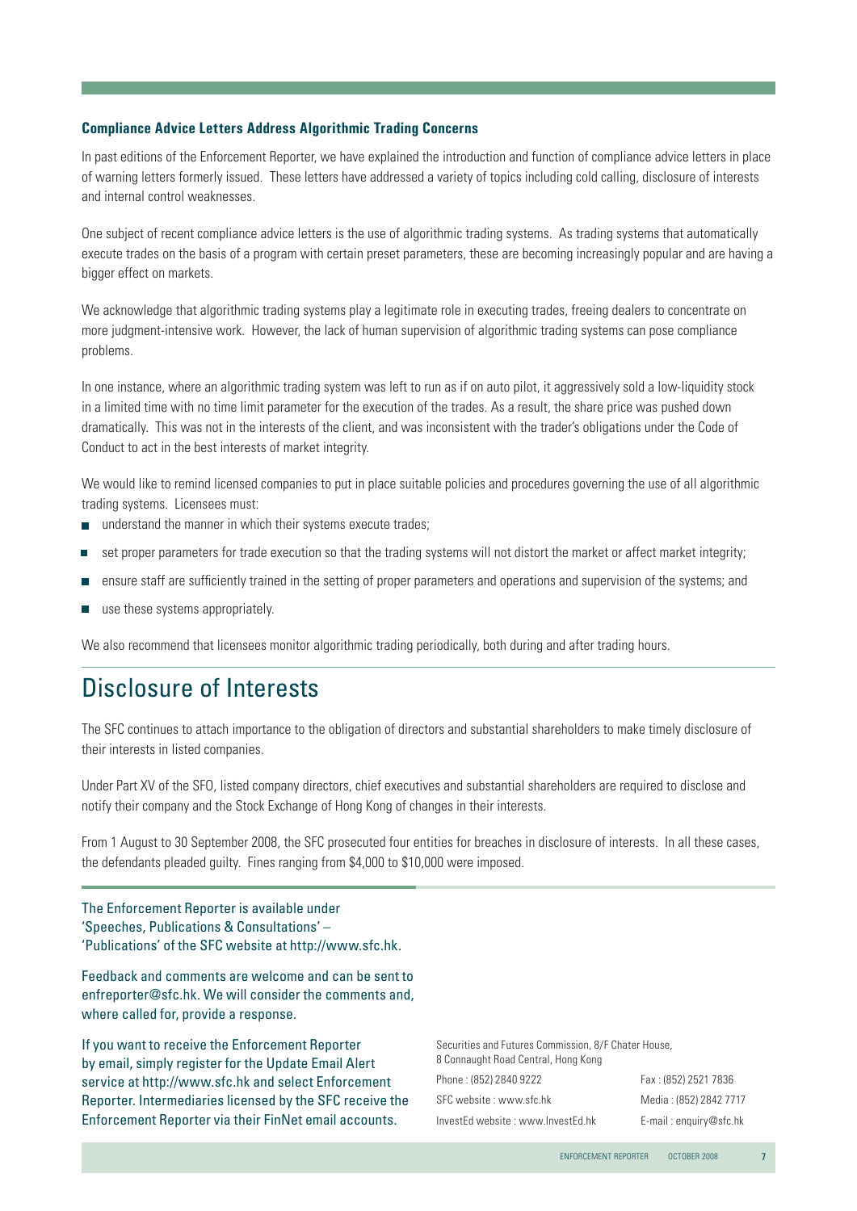### Compliance Advice Letters Address Algorithmic Trading Concerns

In past editions of the Enforcement Reporter, we have explained the introduction and function of compliance advice letters in place of warning letters formerly issued. These letters have addressed a variety of topics including cold calling, disclosure of interests and internal control weaknesses.

One subject of recent compliance advice letters is the use of algorithmic trading systems. As trading systems that automatically execute trades on the basis of a program with certain preset parameters, these are becoming increasingly popular and are having a bigger effect on markets.

We acknowledge that algorithmic trading systems play a legitimate role in executing trades, freeing dealers to concentrate on more judgment-intensive work. However, the lack of human supervision of algorithmic trading systems can pose compliance problems.

In one instance, where an algorithmic trading system was left to run as if on auto pilot, it aggressively sold a low-liquidity stock in a limited time with no time limit parameter for the execution of the trades. As a result, the share price was pushed down dramatically. This was not in the interests of the client, and was inconsistent with the trader's obligations under the Code of Conduct to act in the best interests of market integrity.

We would like to remind licensed companies to put in place suitable policies and procedures governing the use of all algorithmic trading systems. Licensees must:

- understand the manner in which their systems execute trades;
- set proper parameters for trade execution so that the trading systems will not distort the market or affect market integrity;
- ensure staff are sufficiently trained in the setting of proper parameters and operations and supervision of the systems; and
- use these systems appropriately.

We also recommend that licensees monitor algorithmic trading periodically, both during and after trading hours.

# Disclosure of Interests

The SFC continues to attach importance to the obligation of directors and substantial shareholders to make timely disclosure of their interests in listed companies.

Under Part XV of the SFO, listed company directors, chief executives and substantial shareholders are required to disclose and notify their company and the Stock Exchange of Hong Kong of changes in their interests.

From 1 August to 30 September 2008, the SFC prosecuted four entities for breaches in disclosure of interests. In all these cases, the defendants pleaded guilty. Fines ranging from $4,000 to $10,000 were imposed.

The Enforcement Reporter is available under 'Speeches, Publications & Consultations' – 'Publications' of the SFC website at http://www.sfc.hk.

Feedback and comments are welcome and can be sent to enfreporter@sfc.hk. We will consider the comments and, where called for, provide a response.

If you want to receive the Enforcement Reporter by email, simply register for the Update Email Alert service at http://www.sfc.hk and select Enforcement Reporter. Intermediaries licensed by the SFC receive the Enforcement Reporter via their FinNet email accounts.

Securities and Futures Commission, 8/F Chater House, 8 Connaught Road Central, Hong Kong

Phone : (852) 2840 9222 | Fax : (852) 2521 7836

SFC website : www.sfc.hk | Media : (852) 2842 7717

InvestEd website : www.InvestEd.hk | E-mail : enquiry@sfc.hk